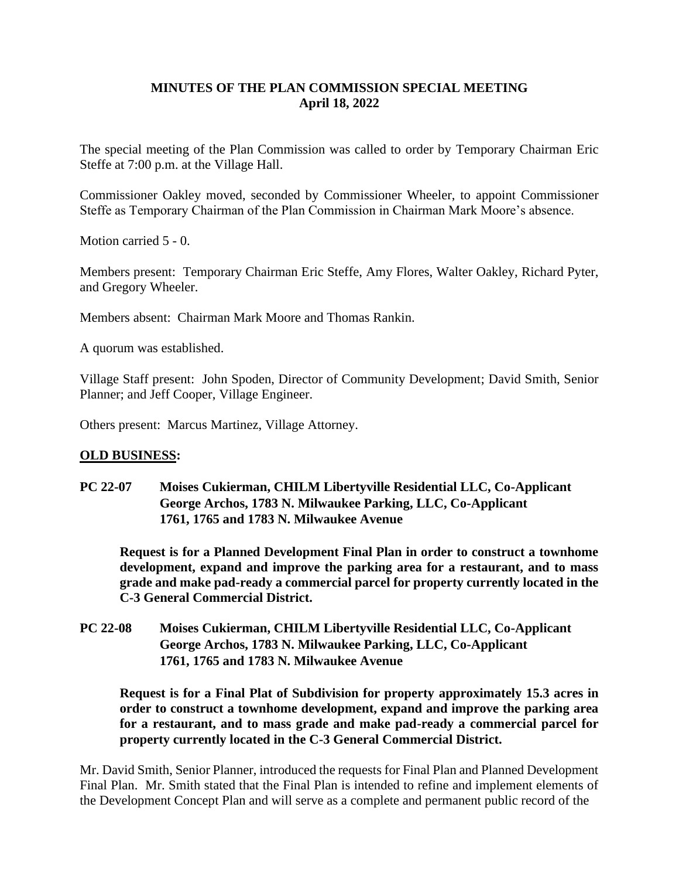# MINUTES OF THE PLAN COMMISSION SPECIAL MEETING
## April 18, 2022

The special meeting of the Plan Commission was called to order by Temporary Chairman Eric Steffe at 7:00 p.m. at the Village Hall.

Commissioner Oakley moved, seconded by Commissioner Wheeler, to appoint Commissioner Steffe as Temporary Chairman of the Plan Commission in Chairman Mark Moore's absence.

Motion carried 5 - 0.

Members present: Temporary Chairman Eric Steffe, Amy Flores, Walter Oakley, Richard Pyter, and Gregory Wheeler.

Members absent: Chairman Mark Moore and Thomas Rankin.

A quorum was established.

Village Staff present: John Spoden, Director of Community Development; David Smith, Senior Planner; and Jeff Cooper, Village Engineer.

Others present: Marcus Martinez, Village Attorney.

**OLD BUSINESS:**

**PC 22-07 Moises Cukierman, CHILM Libertyville Residential LLC, Co-Applicant**
**George Archos, 1783 N. Milwaukee Parking, LLC, Co-Applicant**
**1761, 1765 and 1783 N. Milwaukee Avenue**

**Request is for a Planned Development Final Plan in order to construct a townhome development, expand and improve the parking area for a restaurant, and to mass grade and make pad-ready a commercial parcel for property currently located in the C-3 General Commercial District.**

**PC 22-08 Moises Cukierman, CHILM Libertyville Residential LLC, Co-Applicant**
**George Archos, 1783 N. Milwaukee Parking, LLC, Co-Applicant**
**1761, 1765 and 1783 N. Milwaukee Avenue**

**Request is for a Final Plat of Subdivision for property approximately 15.3 acres in order to construct a townhome development, expand and improve the parking area for a restaurant, and to mass grade and make pad-ready a commercial parcel for property currently located in the C-3 General Commercial District.**

Mr. David Smith, Senior Planner, introduced the requests for Final Plan and Planned Development Final Plan. Mr. Smith stated that the Final Plan is intended to refine and implement elements of the Development Concept Plan and will serve as a complete and permanent public record of the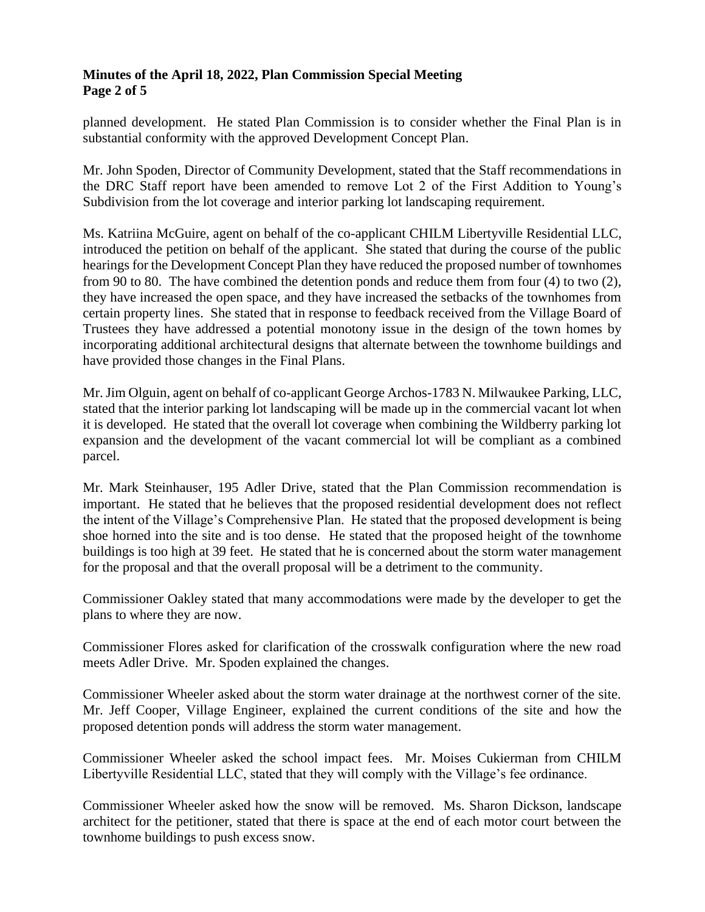planned development. He stated Plan Commission is to consider whether the Final Plan is in substantial conformity with the approved Development Concept Plan.

Mr. John Spoden, Director of Community Development, stated that the Staff recommendations in the DRC Staff report have been amended to remove Lot 2 of the First Addition to Young's Subdivision from the lot coverage and interior parking lot landscaping requirement.

Ms. Katriina McGuire, agent on behalf of the co-applicant CHILM Libertyville Residential LLC, introduced the petition on behalf of the applicant. She stated that during the course of the public hearings for the Development Concept Plan they have reduced the proposed number of townhomes from 90 to 80. The have combined the detention ponds and reduce them from four (4) to two (2), they have increased the open space, and they have increased the setbacks of the townhomes from certain property lines. She stated that in response to feedback received from the Village Board of Trustees they have addressed a potential monotony issue in the design of the town homes by incorporating additional architectural designs that alternate between the townhome buildings and have provided those changes in the Final Plans.

Mr. Jim Olguin, agent on behalf of co-applicant George Archos-1783 N. Milwaukee Parking, LLC, stated that the interior parking lot landscaping will be made up in the commercial vacant lot when it is developed. He stated that the overall lot coverage when combining the Wildberry parking lot expansion and the development of the vacant commercial lot will be compliant as a combined parcel.

Mr. Mark Steinhauser, 195 Adler Drive, stated that the Plan Commission recommendation is important. He stated that he believes that the proposed residential development does not reflect the intent of the Village's Comprehensive Plan. He stated that the proposed development is being shoe horned into the site and is too dense. He stated that the proposed height of the townhome buildings is too high at 39 feet. He stated that he is concerned about the storm water management for the proposal and that the overall proposal will be a detriment to the community.

Commissioner Oakley stated that many accommodations were made by the developer to get the plans to where they are now.

Commissioner Flores asked for clarification of the crosswalk configuration where the new road meets Adler Drive. Mr. Spoden explained the changes.

Commissioner Wheeler asked about the storm water drainage at the northwest corner of the site. Mr. Jeff Cooper, Village Engineer, explained the current conditions of the site and how the proposed detention ponds will address the storm water management.

Commissioner Wheeler asked the school impact fees. Mr. Moises Cukierman from CHILM Libertyville Residential LLC, stated that they will comply with the Village's fee ordinance.

Commissioner Wheeler asked how the snow will be removed. Ms. Sharon Dickson, landscape architect for the petitioner, stated that there is space at the end of each motor court between the townhome buildings to push excess snow.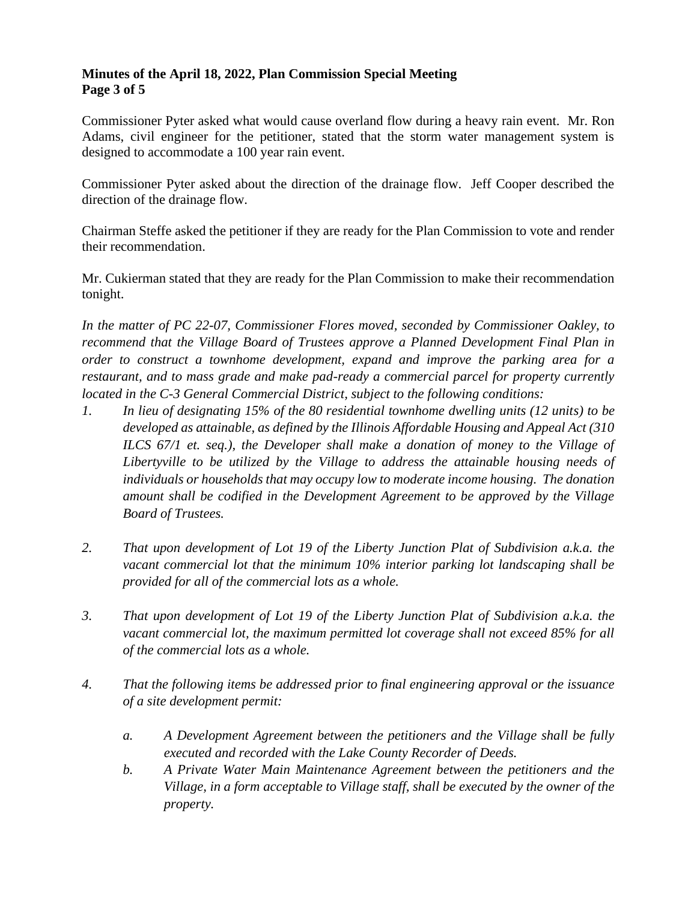Commissioner Pyter asked what would cause overland flow during a heavy rain event. Mr. Ron Adams, civil engineer for the petitioner, stated that the storm water management system is designed to accommodate a 100 year rain event.

Commissioner Pyter asked about the direction of the drainage flow. Jeff Cooper described the direction of the drainage flow.

Chairman Steffe asked the petitioner if they are ready for the Plan Commission to vote and render their recommendation.

Mr. Cukierman stated that they are ready for the Plan Commission to make their recommendation tonight.

*In the matter of PC 22-07, Commissioner Flores moved, seconded by Commissioner Oakley, to recommend that the Village Board of Trustees approve a Planned Development Final Plan in order to construct a townhome development, expand and improve the parking area for a restaurant, and to mass grade and make pad-ready a commercial parcel for property currently located in the C-3 General Commercial District, subject to the following conditions:*

1. *In lieu of designating 15% of the 80 residential townhome dwelling units (12 units) to be developed as attainable, as defined by the Illinois Affordable Housing and Appeal Act (310 ILCS 67/1 et. seq.), the Developer shall make a donation of money to the Village of Libertyville to be utilized by the Village to address the attainable housing needs of individuals or households that may occupy low to moderate income housing. The donation amount shall be codified in the Development Agreement to be approved by the Village Board of Trustees.*

2. *That upon development of Lot 19 of the Liberty Junction Plat of Subdivision a.k.a. the vacant commercial lot that the minimum 10% interior parking lot landscaping shall be provided for all of the commercial lots as a whole.*

3. *That upon development of Lot 19 of the Liberty Junction Plat of Subdivision a.k.a. the vacant commercial lot, the maximum permitted lot coverage shall not exceed 85% for all of the commercial lots as a whole.*

4. *That the following items be addressed prior to final engineering approval or the issuance of a site development permit:*

    a. *A Development Agreement between the petitioners and the Village shall be fully executed and recorded with the Lake County Recorder of Deeds.*
    b. *A Private Water Main Maintenance Agreement between the petitioners and the Village, in a form acceptable to Village staff, shall be executed by the owner of the property.*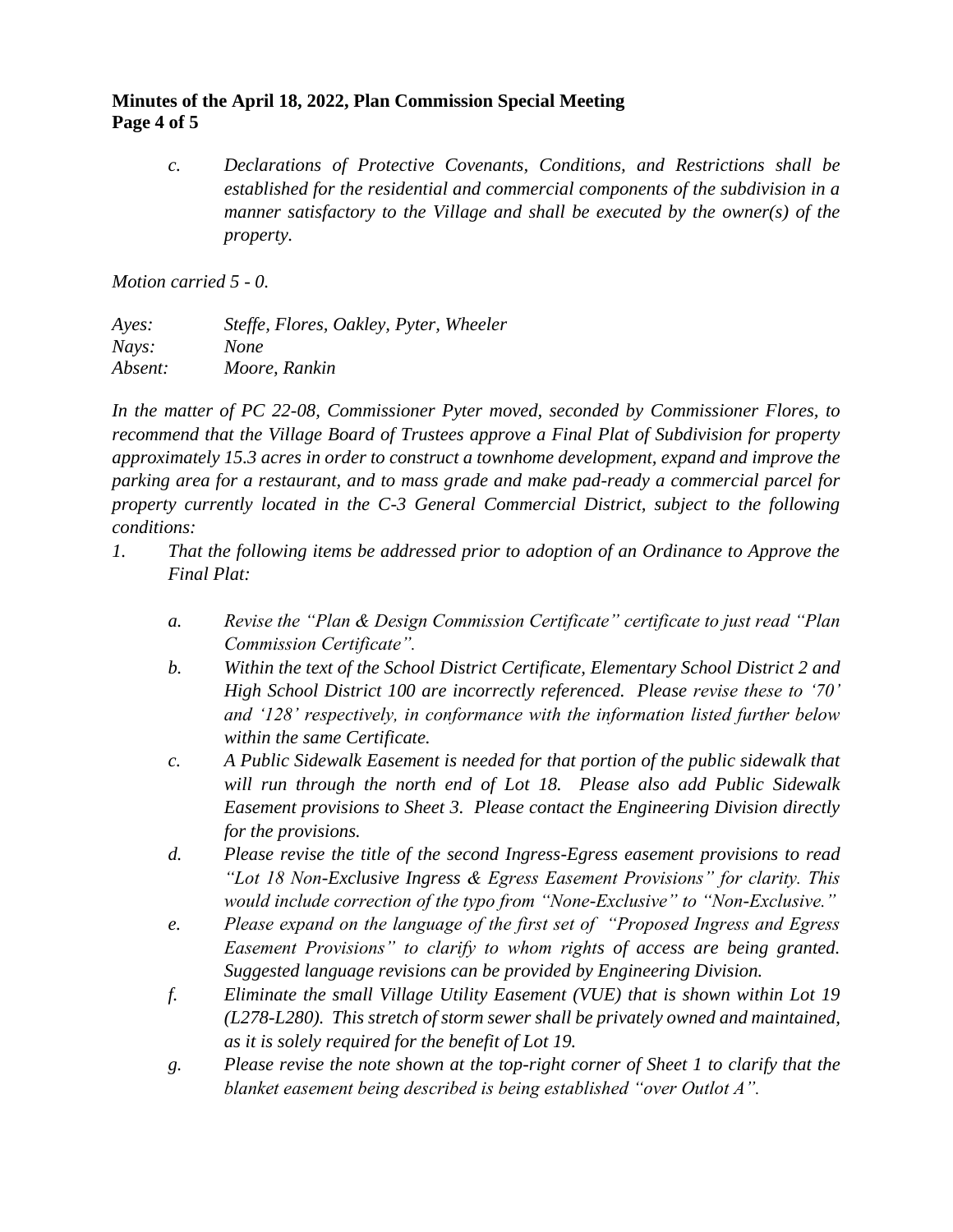*c. Declarations of Protective Covenants, Conditions, and Restrictions shall be established for the residential and commercial components of the subdivision in a manner satisfactory to the Village and shall be executed by the owner(s) of the property.*

*Motion carried 5 - 0.*

*Ayes: Steffe, Flores, Oakley, Pyter, Wheeler*
*Nays: None*
*Absent: Moore, Rankin*

*In the matter of PC 22-08, Commissioner Pyter moved, seconded by Commissioner Flores, to recommend that the Village Board of Trustees approve a Final Plat of Subdivision for property approximately 15.3 acres in order to construct a townhome development, expand and improve the parking area for a restaurant, and to mass grade and make pad-ready a commercial parcel for property currently located in the C-3 General Commercial District, subject to the following conditions:*

*1. That the following items be addressed prior to adoption of an Ordinance to Approve the Final Plat:*

*a. Revise the "Plan & Design Commission Certificate" certificate to just read "Plan Commission Certificate".*

*b. Within the text of the School District Certificate, Elementary School District 2 and High School District 100 are incorrectly referenced. Please revise these to '70' and '128' respectively, in conformance with the information listed further below within the same Certificate.*

*c. A Public Sidewalk Easement is needed for that portion of the public sidewalk that will run through the north end of Lot 18. Please also add Public Sidewalk Easement provisions to Sheet 3. Please contact the Engineering Division directly for the provisions.*

*d. Please revise the title of the second Ingress-Egress easement provisions to read "Lot 18 Non-Exclusive Ingress & Egress Easement Provisions" for clarity. This would include correction of the typo from "None-Exclusive" to "Non-Exclusive."*

*e. Please expand on the language of the first set of "Proposed Ingress and Egress Easement Provisions" to clarify to whom rights of access are being granted. Suggested language revisions can be provided by Engineering Division.*

*f. Eliminate the small Village Utility Easement (VUE) that is shown within Lot 19 (L278-L280). This stretch of storm sewer shall be privately owned and maintained, as it is solely required for the benefit of Lot 19.*

*g. Please revise the note shown at the top-right corner of Sheet 1 to clarify that the blanket easement being described is being established "over Outlot A".*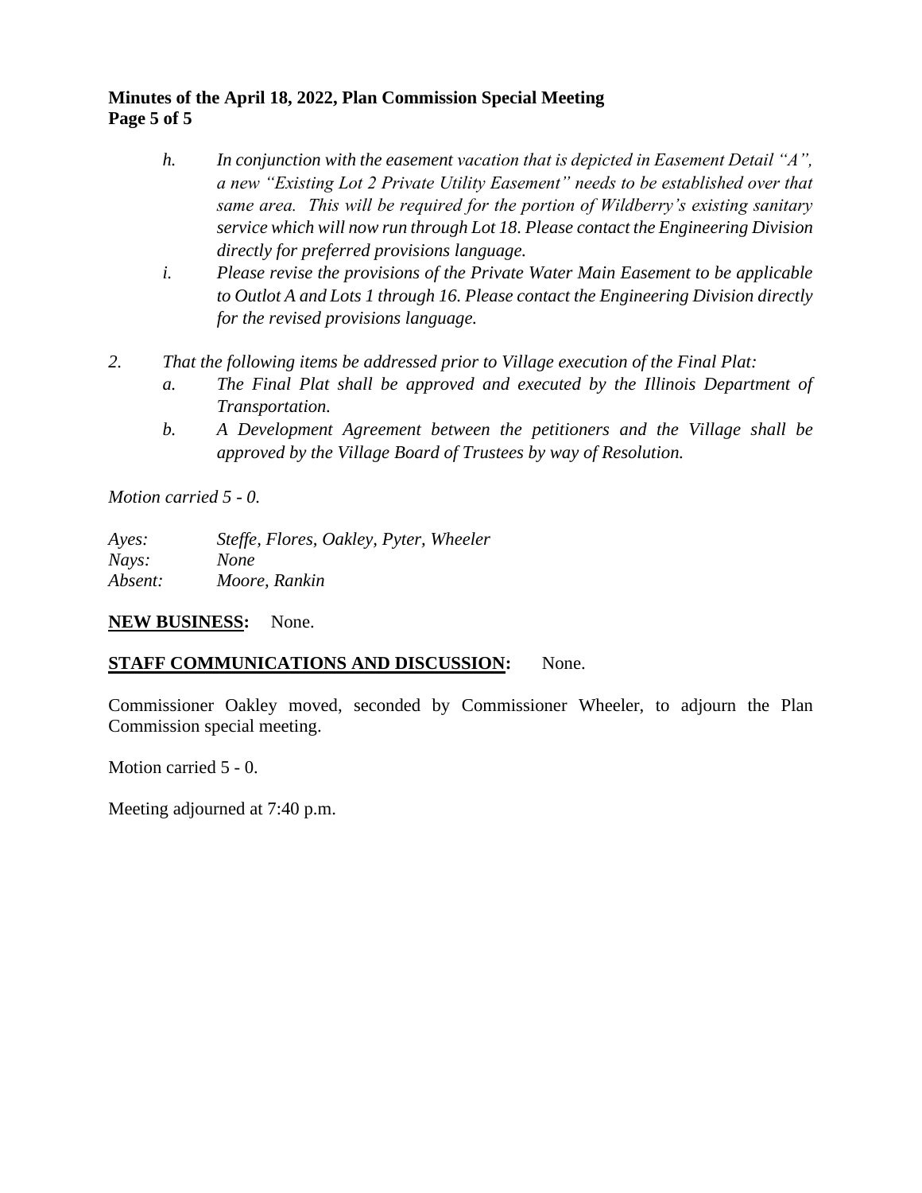*h. In conjunction with the easement vacation that is depicted in Easement Detail "A", a new "Existing Lot 2 Private Utility Easement" needs to be established over that same area. This will be required for the portion of Wildberry's existing sanitary service which will now run through Lot 18. Please contact the Engineering Division directly for preferred provisions language.*

*i. Please revise the provisions of the Private Water Main Easement to be applicable to Outlot A and Lots 1 through 16. Please contact the Engineering Division directly for the revised provisions language.*

*2. That the following items be addressed prior to Village execution of the Final Plat:*

*a. The Final Plat shall be approved and executed by the Illinois Department of Transportation.*

*b. A Development Agreement between the petitioners and the Village shall be approved by the Village Board of Trustees by way of Resolution.*

*Motion carried 5 - 0.*

*Ayes: Steffe, Flores, Oakley, Pyter, Wheeler*
*Nays: None*
*Absent: Moore, Rankin*

**NEW BUSINESS:** None.

**STAFF COMMUNICATIONS AND DISCUSSION:** None.

Commissioner Oakley moved, seconded by Commissioner Wheeler, to adjourn the Plan Commission special meeting.

Motion carried 5 - 0.

Meeting adjourned at 7:40 p.m.